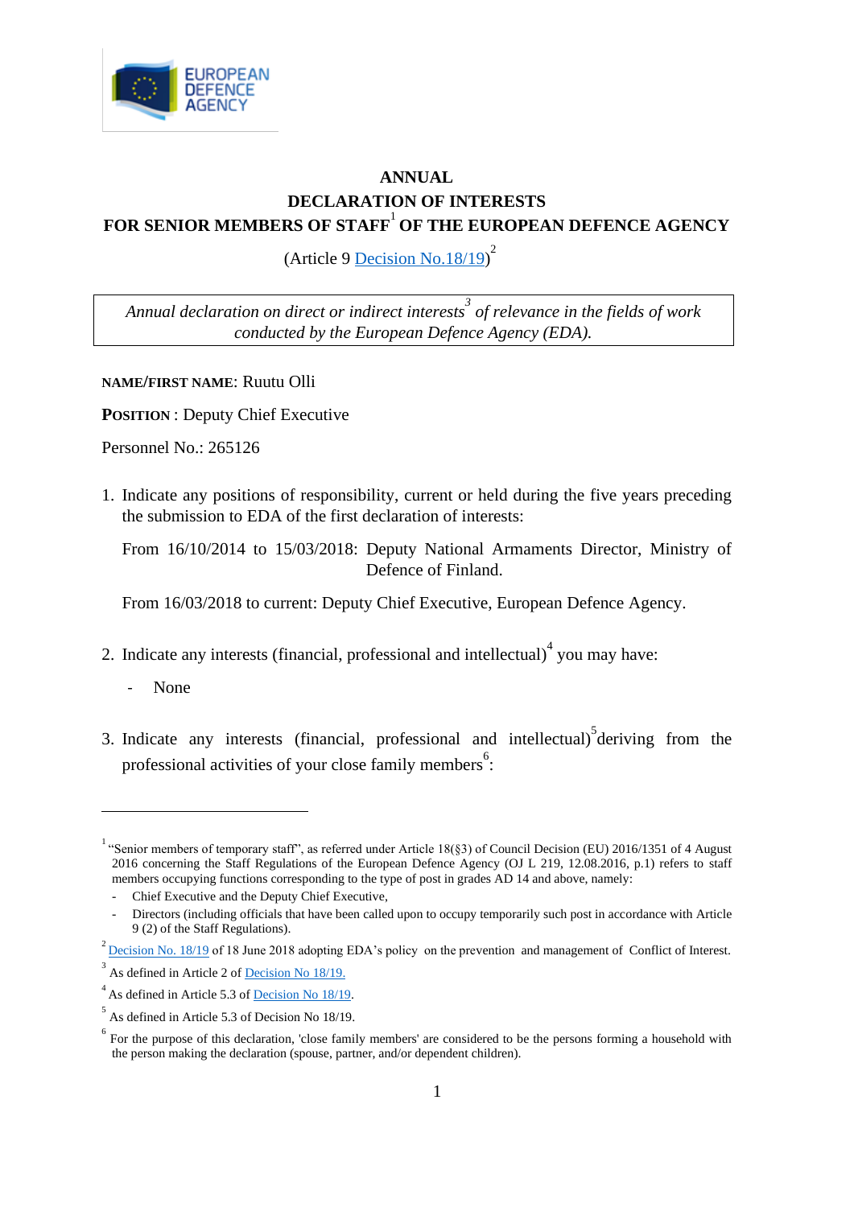# ANNUAL DECLARATION OF INTERESTS FOR SENIOR MEMBERS OF STAFF[1] OF THE EUROPEAN DEFENCE AGENCY

(Article 9 Decision No.18/19)[2]

*Annual declaration on direct or indirect interests[3] of relevance in the fields of work conducted by the European Defence Agency (EDA).*

**NAME/FIRST NAME**: Ruutu Olli

**POSITION** : Deputy Chief Executive

Personnel No.: 265126

1. Indicate any positions of responsibility, current or held during the five years preceding the submission to EDA of the first declaration of interests:

   From 16/10/2014 to 15/03/2018: Deputy National Armaments Director, Ministry of Defence of Finland.

   From 16/03/2018 to current: Deputy Chief Executive, European Defence Agency.

2. Indicate any interests (financial, professional and intellectual)[4] you may have:

   - None

3. Indicate any interests (financial, professional and intellectual)[5] deriving from the professional activities of your close family members[6]:

---

[1] "Senior members of temporary staff", as referred under Article 18(§3) of Council Decision (EU) 2016/1351 of 4 August 2016 concerning the Staff Regulations of the European Defence Agency (OJ L 219, 12.08.2016, p.1) refers to staff members occupying functions corresponding to the type of post in grades AD 14 and above, namely:

- Chief Executive and the Deputy Chief Executive,
- Directors (including officials that have been called upon to occupy temporarily such post in accordance with Article 9 (2) of the Staff Regulations).

[2] Decision No. 18/19 of 18 June 2018 adopting EDA's policy on the prevention and management of Conflict of Interest.

[3] As defined in Article 2 of Decision No 18/19.

[4] As defined in Article 5.3 of Decision No 18/19.

[5] As defined in Article 5.3 of Decision No 18/19.

[6] For the purpose of this declaration, 'close family members' are considered to be the persons forming a household with the person making the declaration (spouse, partner, and/or dependent children).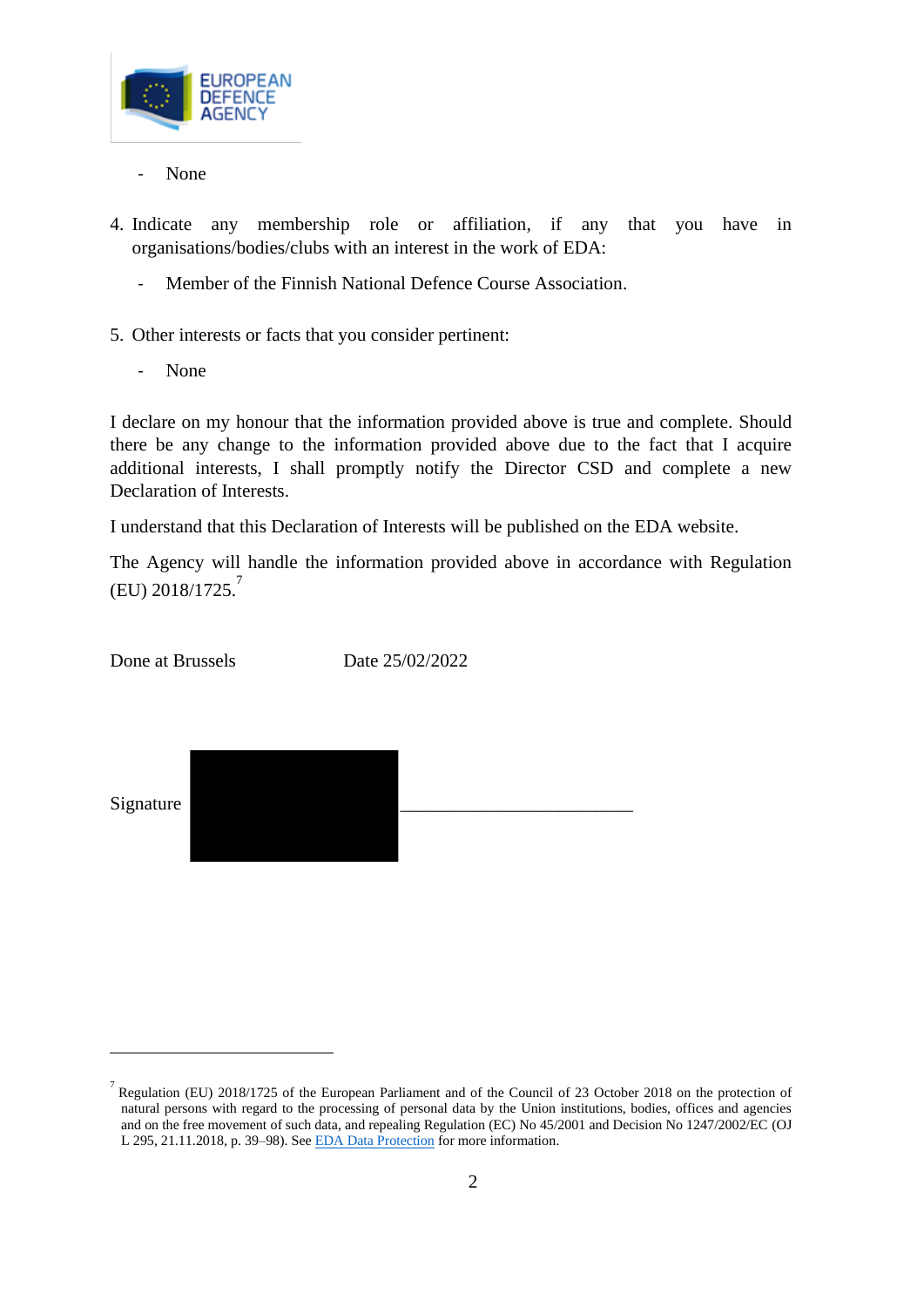- None

4. Indicate any membership role or affiliation, if any that you have in organisations/bodies/clubs with an interest in the work of EDA:

   - Member of the Finnish National Defence Course Association.

5. Other interests or facts that you consider pertinent:

   - None

I declare on my honour that the information provided above is true and complete. Should there be any change to the information provided above due to the fact that I acquire additional interests, I shall promptly notify the Director CSD and complete a new Declaration of Interests.

I understand that this Declaration of Interests will be published on the EDA website.

The Agency will handle the information provided above in accordance with Regulation (EU) 2018/1725.[7]

Done at Brussels          Date 25/02/2022

Signature ________________________

[7] Regulation (EU) 2018/1725 of the European Parliament and of the Council of 23 October 2018 on the protection of natural persons with regard to the processing of personal data by the Union institutions, bodies, offices and agencies and on the free movement of such data, and repealing Regulation (EC) No 45/2001 and Decision No 1247/2002/EC (OJ L 295, 21.11.2018, p. 39–98). See EDA Data Protection for more information.